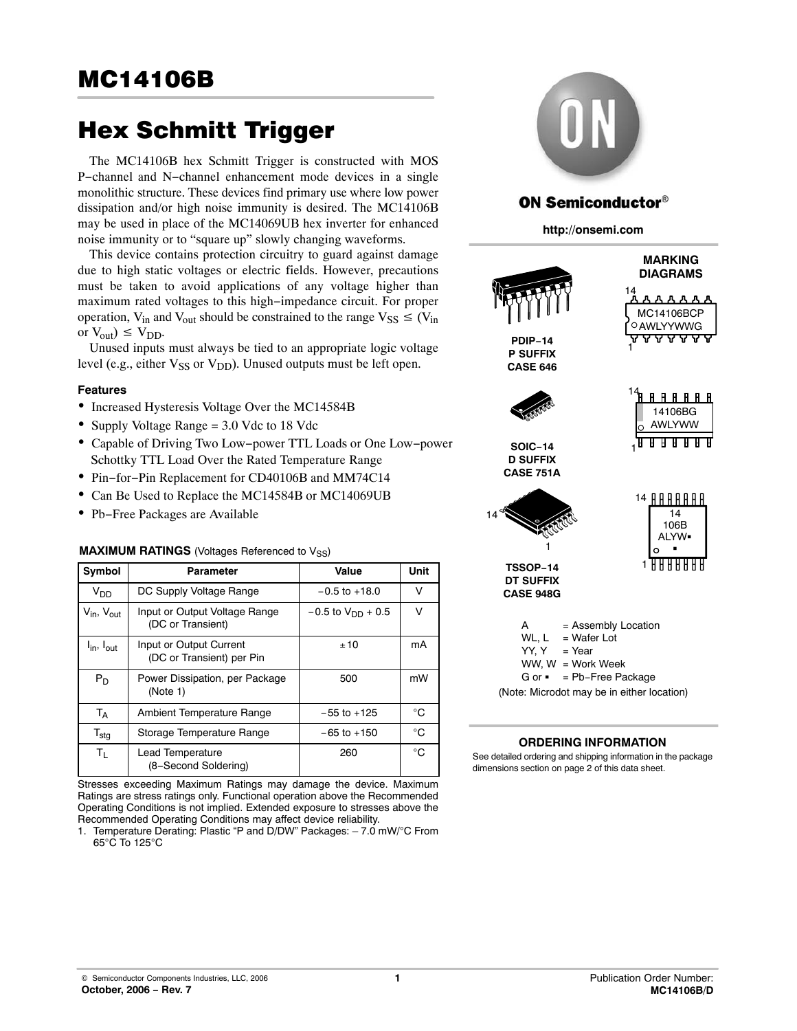# MC14106B

## Hex Schmitt Trigger

The MC14106B hex Schmitt Trigger is constructed with MOS P−channel and N−channel enhancement mode devices in a single monolithic structure. These devices find primary use where low power dissipation and/or high noise immunity is desired. The MC14106B may be used in place of the MC14069UB hex inverter for enhanced noise immunity or to "square up" slowly changing waveforms.

This device contains protection circuitry to guard against damage due to high static voltages or electric fields. However, precautions must be taken to avoid applications of any voltage higher than maximum rated voltages to this high−impedance circuit. For proper operation, $V_{in}$ and $V_{out}$ should be constrained to the range $V_{SS} \leq (V_{in}$ or $V_{out}) \leq V_{DD}$.

Unused inputs must always be tied to an appropriate logic voltage level (e.g., either $V_{SS}$ or $V_{DD}$). Unused outputs must be left open.

### Features

- Increased Hysteresis Voltage Over the MC14584B
- Supply Voltage Range = 3.0 Vdc to 18 Vdc
- Capable of Driving Two Low−power TTL Loads or One Low−power Schottky TTL Load Over the Rated Temperature Range
- Pin−for−Pin Replacement for CD40106B and MM74C14
- Can Be Used to Replace the MC14584B or MC14069UB
- Pb−Free Packages are Available

**MAXIMUM RATINGS** (Voltages Referenced to $V_{SS}$)

| Symbol | Parameter | Value | Unit |
|---|---|---|---|
| $V_{DD}$ | DC Supply Voltage Range | −0.5 to +18.0 | V |
| $V_{in}$, $V_{out}$ | Input or Output Voltage Range (DC or Transient) | −0.5 to $V_{DD}$ + 0.5 | V |
| $I_{in}$, $I_{out}$ | Input or Output Current (DC or Transient) per Pin | ±10 | mA |
| $P_D$ | Power Dissipation, per Package (Note 1) | 500 | mW |
| $T_A$ | Ambient Temperature Range | −55 to +125 | °C |
| $T_{stg}$ | Storage Temperature Range | −65 to +150 | °C |
| $T_L$ | Lead Temperature (8−Second Soldering) | 260 | °C |

Stresses exceeding Maximum Ratings may damage the device. Maximum Ratings are stress ratings only. Functional operation above the Recommended Operating Conditions is not implied. Extended exposure to stresses above the Recommended Operating Conditions may affect device reliability.

1. Temperature Derating: Plastic "P and D/DW" Packages: − 7.0 mW/°C From 65°C To 125°C

ON Semiconductor®

http://onsemi.com

**MARKING DIAGRAMS**

**PDIP−14 P SUFFIX CASE 646**

MC14106BCP
AWLYYWWG

**SOIC−14 D SUFFIX CASE 751A**

14106BG
AWLYWW

**TSSOP−14 DT SUFFIX CASE 948G**

14
106B
ALYW▪
▪

A = Assembly Location
WL, L = Wafer Lot
YY, Y = Year
WW, W = Work Week
G or ▪ = Pb−Free Package
(Note: Microdot may be in either location)

**ORDERING INFORMATION**

See detailed ordering and shipping information in the package dimensions section on page 2 of this data sheet.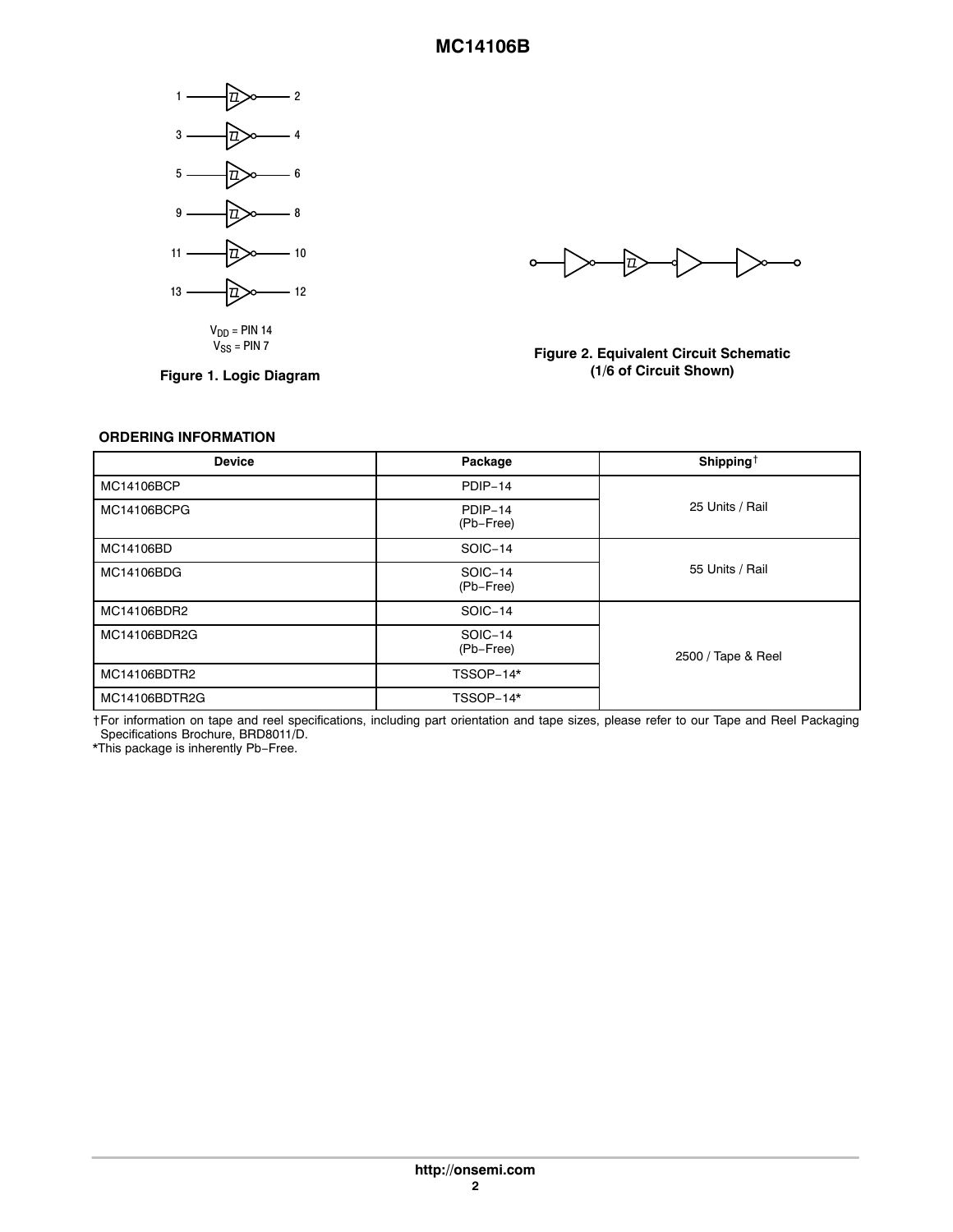1 → 2
3 → 4
5 → 6
9 → 8
11 → 10
13 → 12

$V_{DD}$ = PIN 14
$V_{SS}$ = PIN 7

**Figure 1. Logic Diagram**

**Figure 2. Equivalent Circuit Schematic (1/6 of Circuit Shown)**

**ORDERING INFORMATION**

| Device | Package | Shipping† |
|---|---|---|
| MC14106BCP | PDIP−14 | 25 Units / Rail |
| MC14106BCPG | PDIP−14 (Pb−Free) | 25 Units / Rail |
| MC14106BD | SOIC−14 | 55 Units / Rail |
| MC14106BDG | SOIC−14 (Pb−Free) | 55 Units / Rail |
| MC14106BDR2 | SOIC−14 | 2500 / Tape & Reel |
| MC14106BDR2G | SOIC−14 (Pb−Free) | 2500 / Tape & Reel |
| MC14106BDTR2 | TSSOP−14* | 2500 / Tape & Reel |
| MC14106BDTR2G | TSSOP−14* | 2500 / Tape & Reel |

†For information on tape and reel specifications, including part orientation and tape sizes, please refer to our Tape and Reel Packaging Specifications Brochure, BRD8011/D.

*This package is inherently Pb−Free.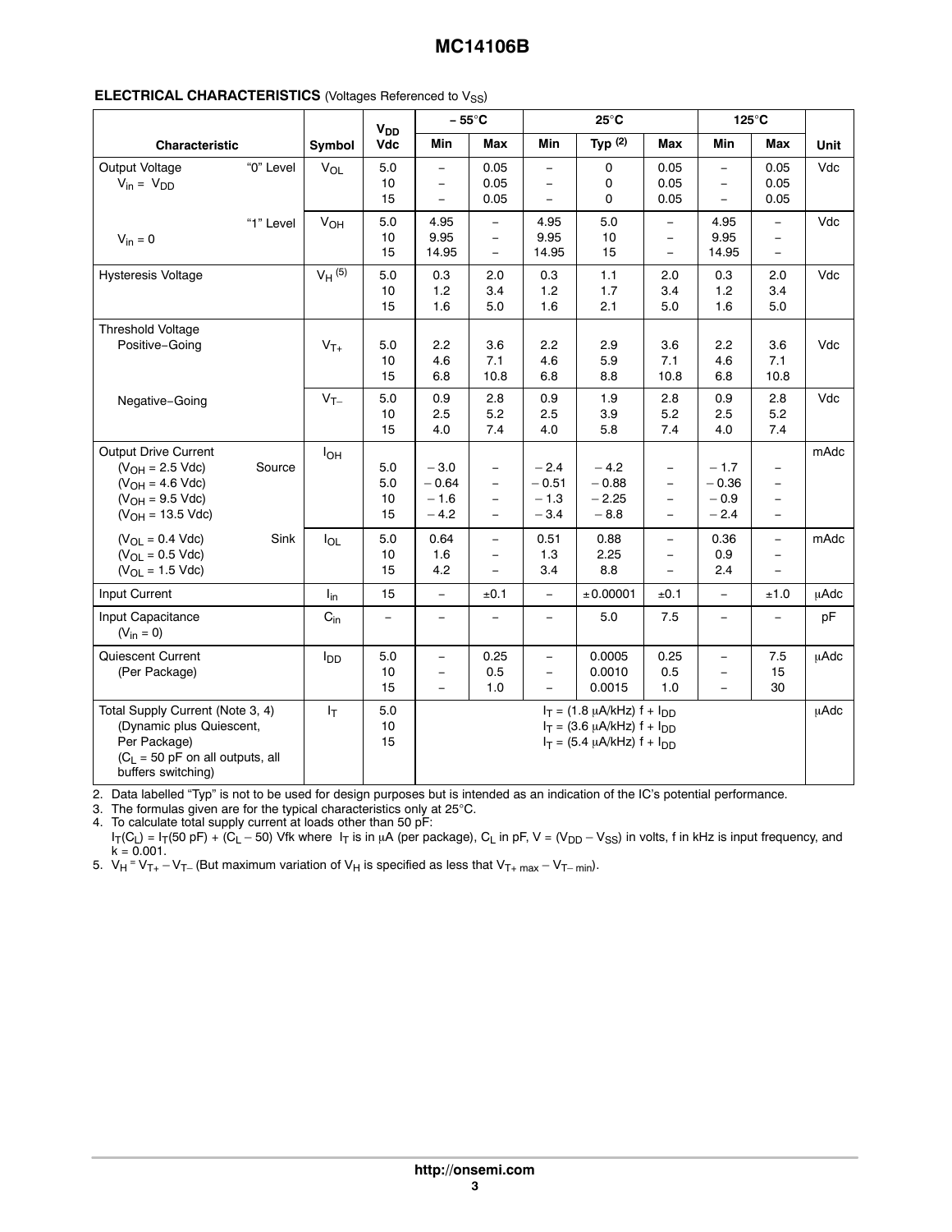**ELECTRICAL CHARACTERISTICS** (Voltages Referenced to $V_{SS}$)

| Characteristic | | Symbol | $V_{DD}$ Vdc | – 55°C | | 25°C | | | 125°C | | Unit |
|---|---|---|---|---|---|---|---|---|---|---|---|
| | | | | Min | Max | Min | Typ (2) | Max | Min | Max | |
| Output Voltage $V_{in}$ = $V_{DD}$ | "0" Level | $V_{OL}$ | 5.0<br>10<br>15 | –<br>–<br>– | 0.05<br>0.05<br>0.05 | –<br>–<br>– | 0<br>0<br>0 | 0.05<br>0.05<br>0.05 | –<br>–<br>– | 0.05<br>0.05<br>0.05 | Vdc |
| $V_{in}$ = 0 | "1" Level | $V_{OH}$ | 5.0<br>10<br>15 | 4.95<br>9.95<br>14.95 | –<br>–<br>– | 4.95<br>9.95<br>14.95 | 5.0<br>10<br>15 | –<br>–<br>– | 4.95<br>9.95<br>14.95 | –<br>–<br>– | Vdc |
| Hysteresis Voltage | | $V_H$ (5) | 5.0<br>10<br>15 | 0.3<br>1.2<br>1.6 | 2.0<br>3.4<br>5.0 | 0.3<br>1.2<br>1.6 | 1.1<br>1.7<br>2.1 | 2.0<br>3.4<br>5.0 | 0.3<br>1.2<br>1.6 | 2.0<br>3.4<br>5.0 | Vdc |
| Threshold Voltage Positive–Going | | $V_{T+}$ | 5.0<br>10<br>15 | 2.2<br>4.6<br>6.8 | 3.6<br>7.1<br>10.8 | 2.2<br>4.6<br>6.8 | 2.9<br>5.9<br>8.8 | 3.6<br>7.1<br>10.8 | 2.2<br>4.6<br>6.8 | 3.6<br>7.1<br>10.8 | Vdc |
| Negative–Going | | $V_{T-}$ | 5.0<br>10<br>15 | 0.9<br>2.5<br>4.0 | 2.8<br>5.2<br>7.4 | 0.9<br>2.5<br>4.0 | 1.9<br>3.9<br>5.8 | 2.8<br>5.2<br>7.4 | 0.9<br>2.5<br>4.0 | 2.8<br>5.2<br>7.4 | Vdc |
| Output Drive Current ($V_{OH}$ = 2.5 Vdc)<br>($V_{OH}$ = 4.6 Vdc)<br>($V_{OH}$ = 9.5 Vdc)<br>($V_{OH}$ = 13.5 Vdc) | Source | $I_{OH}$ | 5.0<br>5.0<br>10<br>15 | – 3.0<br>– 0.64<br>– 1.6<br>– 4.2 | –<br>–<br>–<br>– | – 2.4<br>– 0.51<br>– 1.3<br>– 3.4 | – 4.2<br>– 0.88<br>– 2.25<br>– 8.8 | –<br>–<br>–<br>– | – 1.7<br>– 0.36<br>– 0.9<br>– 2.4 | –<br>–<br>–<br>– | mAdc |
| ($V_{OL}$ = 0.4 Vdc)<br>($V_{OL}$ = 0.5 Vdc)<br>($V_{OL}$ = 1.5 Vdc) | Sink | $I_{OL}$ | 5.0<br>10<br>15 | 0.64<br>1.6<br>4.2 | –<br>–<br>– | 0.51<br>1.3<br>3.4 | 0.88<br>2.25<br>8.8 | –<br>–<br>– | 0.36<br>0.9<br>2.4 | –<br>–<br>– | mAdc |
| Input Current | | $I_{in}$ | 15 | – | ±0.1 | – | ±0.00001 | ±0.1 | – | ±1.0 | μAdc |
| Input Capacitance ($V_{in}$ = 0) | | $C_{in}$ | – | – | – | – | 5.0 | 7.5 | – | – | pF |
| Quiescent Current (Per Package) | | $I_{DD}$ | 5.0<br>10<br>15 | –<br>–<br>– | 0.25<br>0.5<br>1.0 | –<br>–<br>– | 0.0005<br>0.0010<br>0.0015 | 0.25<br>0.5<br>1.0 | –<br>–<br>– | 7.5<br>15<br>30 | μAdc |
| Total Supply Current (Note 3, 4) (Dynamic plus Quiescent, Per Package) ($C_L$ = 50 pF on all outputs, all buffers switching) | | $I_T$ | 5.0<br>10<br>15 | $I_T$ = (1.8 μA/kHz) f + $I_{DD}$<br>$I_T$ = (3.6 μA/kHz) f + $I_{DD}$<br>$I_T$ = (5.4 μA/kHz) f + $I_{DD}$ | | | | | | | μAdc |

2. Data labelled "Typ" is not to be used for design purposes but is intended as an indication of the IC's potential performance.
3. The formulas given are for the typical characteristics only at 25°C.
4. To calculate total supply current at loads other than 50 pF:
   $I_T(C_L) = I_T(50\ pF) + (C_L - 50)\ Vfk$ where $I_T$ is in μA (per package), $C_L$ in pF, V = ($V_{DD} - V_{SS}$) in volts, f in kHz is input frequency, and k = 0.001.
5. $V_H = V_{T+} - V_{T-}$ (But maximum variation of $V_H$ is specified as less that $V_{T+\,max} - V_{T-\,min}$).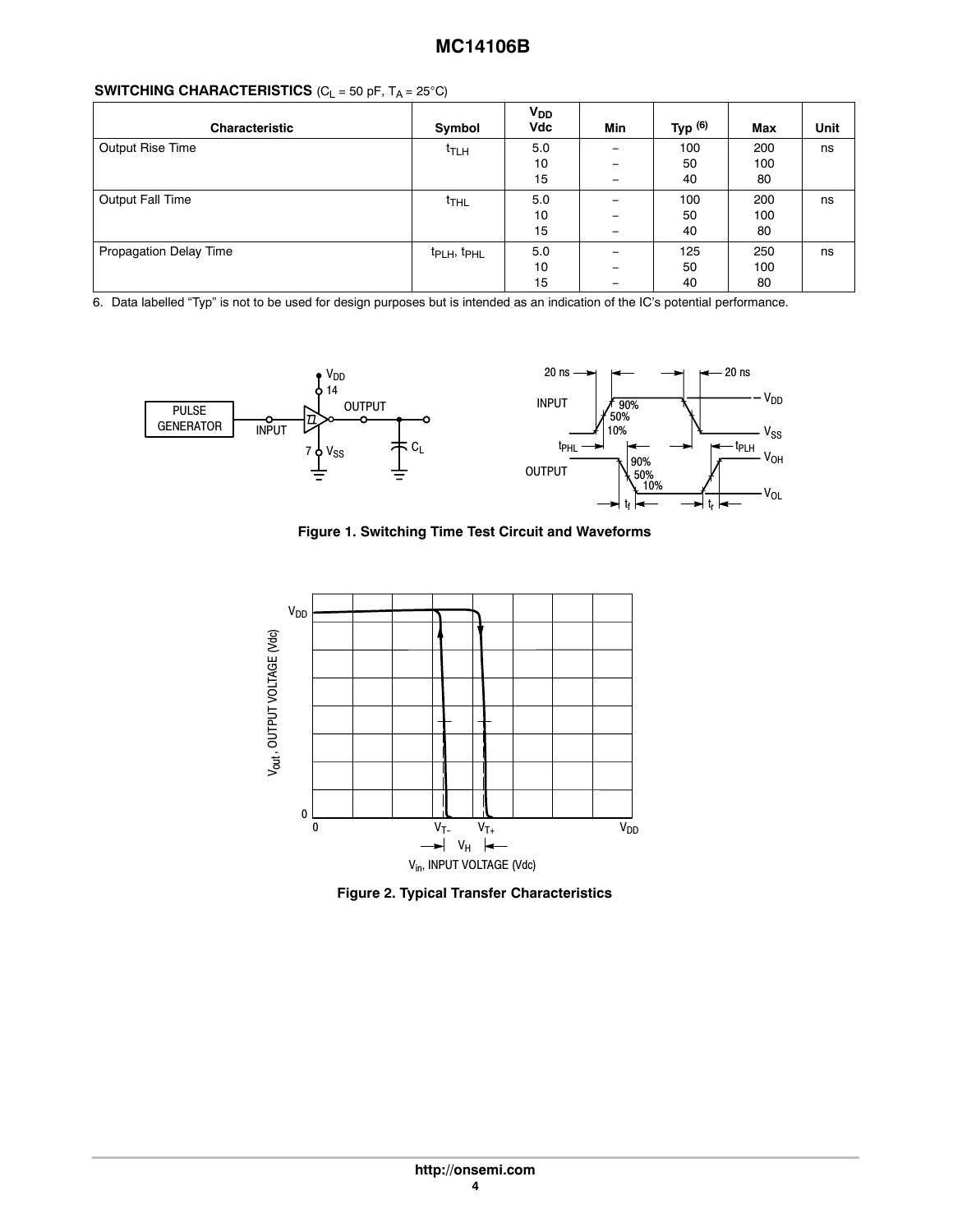**SWITCHING CHARACTERISTICS** ($C_L$ = 50 pF, $T_A$ = 25°C)

| Characteristic | Symbol | $V_{DD}$ Vdc | Min | Typ (6) | Max | Unit |
|---|---|---|---|---|---|---|
| Output Rise Time | $t_{TLH}$ | 5.0<br>10<br>15 | –<br>–<br>– | 100<br>50<br>40 | 200<br>100<br>80 | ns |
| Output Fall Time | $t_{THL}$ | 5.0<br>10<br>15 | –<br>–<br>– | 100<br>50<br>40 | 200<br>100<br>80 | ns |
| Propagation Delay Time | $t_{PLH}$, $t_{PHL}$ | 5.0<br>10<br>15 | –<br>–<br>– | 125<br>50<br>40 | 250<br>100<br>80 | ns |

6. Data labelled "Typ" is not to be used for design purposes but is intended as an indication of the IC's potential performance.

**Figure 1. Switching Time Test Circuit and Waveforms**

**Figure 2. Typical Transfer Characteristics**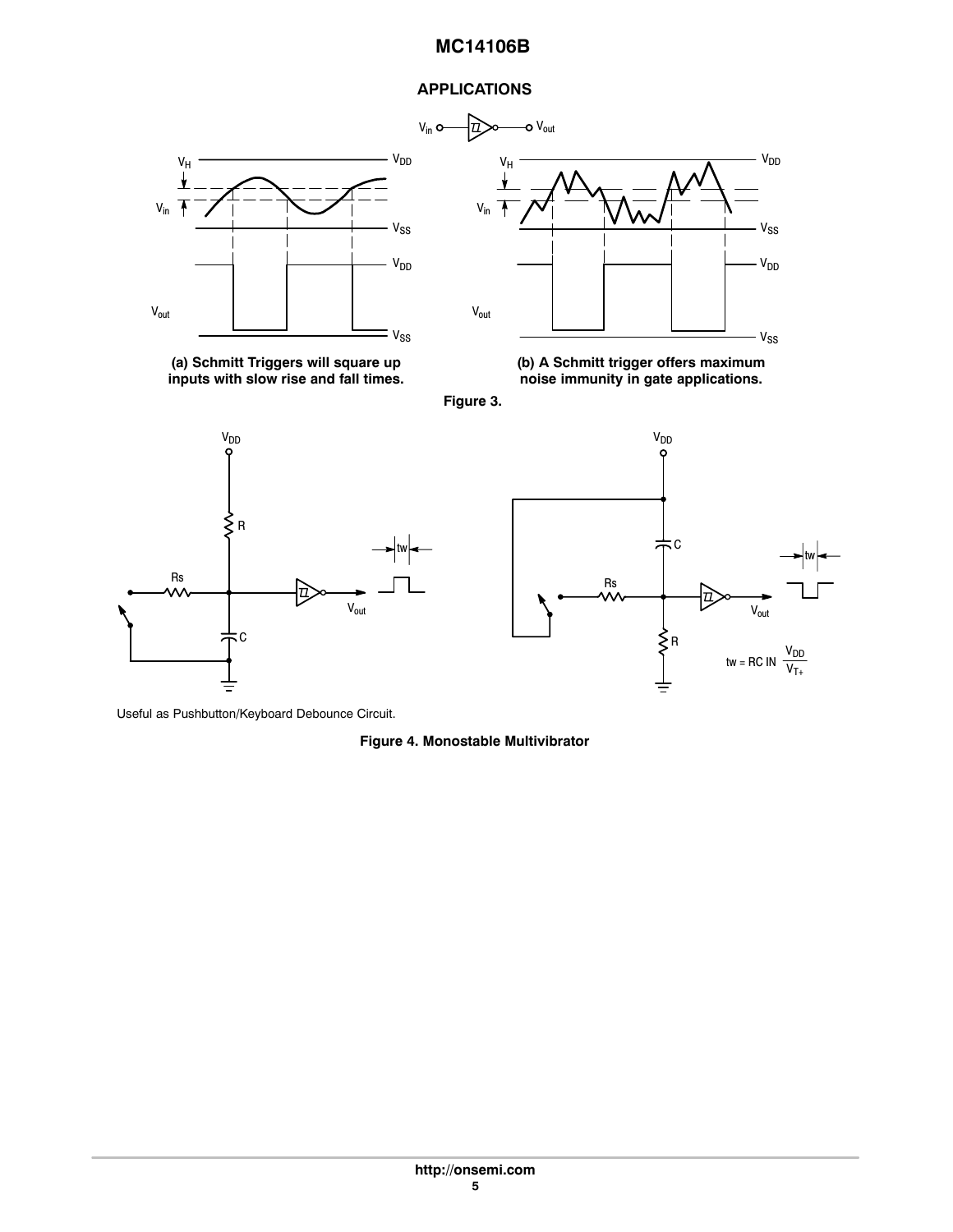## APPLICATIONS

(a) Schmitt Triggers will square up inputs with slow rise and fall times.

(b) A Schmitt trigger offers maximum noise immunity in gate applications.

**Figure 3.**

$t_w = RC \ ln \ \frac{V_{DD}}{V_{T+}}$

Useful as Pushbutton/Keyboard Debounce Circuit.

**Figure 4. Monostable Multivibrator**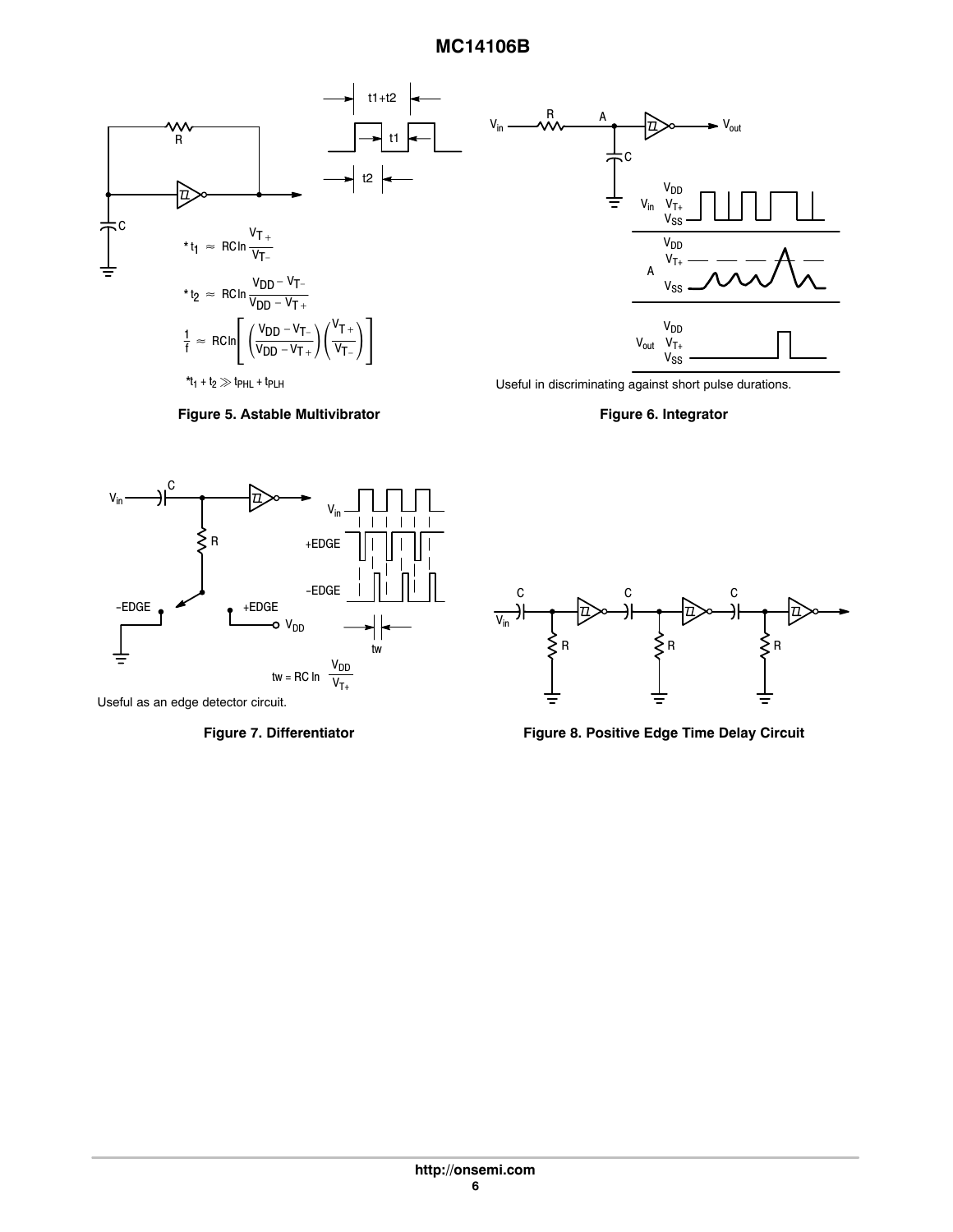$$*t_1 \approx RC \ln \frac{V_{T+}}{V_{T-}}$$

$$*t_2 \approx RC \ln \frac{V_{DD} - V_{T-}}{V_{DD} - V_{T+}}$$

$$\frac{1}{f} \approx RC \ln \left[ \left( \frac{V_{DD} - V_{T-}}{V_{DD} - V_{T+}} \right) \left( \frac{V_{T+}}{V_{T-}} \right) \right]$$

$*t_1 + t_2 \gg t_{PHL} + t_{PLH}$

**Figure 5. Astable Multivibrator**

Useful in discriminating against short pulse durations.

**Figure 6. Integrator**

$$tw = RC \ln \frac{V_{DD}}{V_{T+}}$$

Useful as an edge detector circuit.

**Figure 7. Differentiator**

**Figure 8. Positive Edge Time Delay Circuit**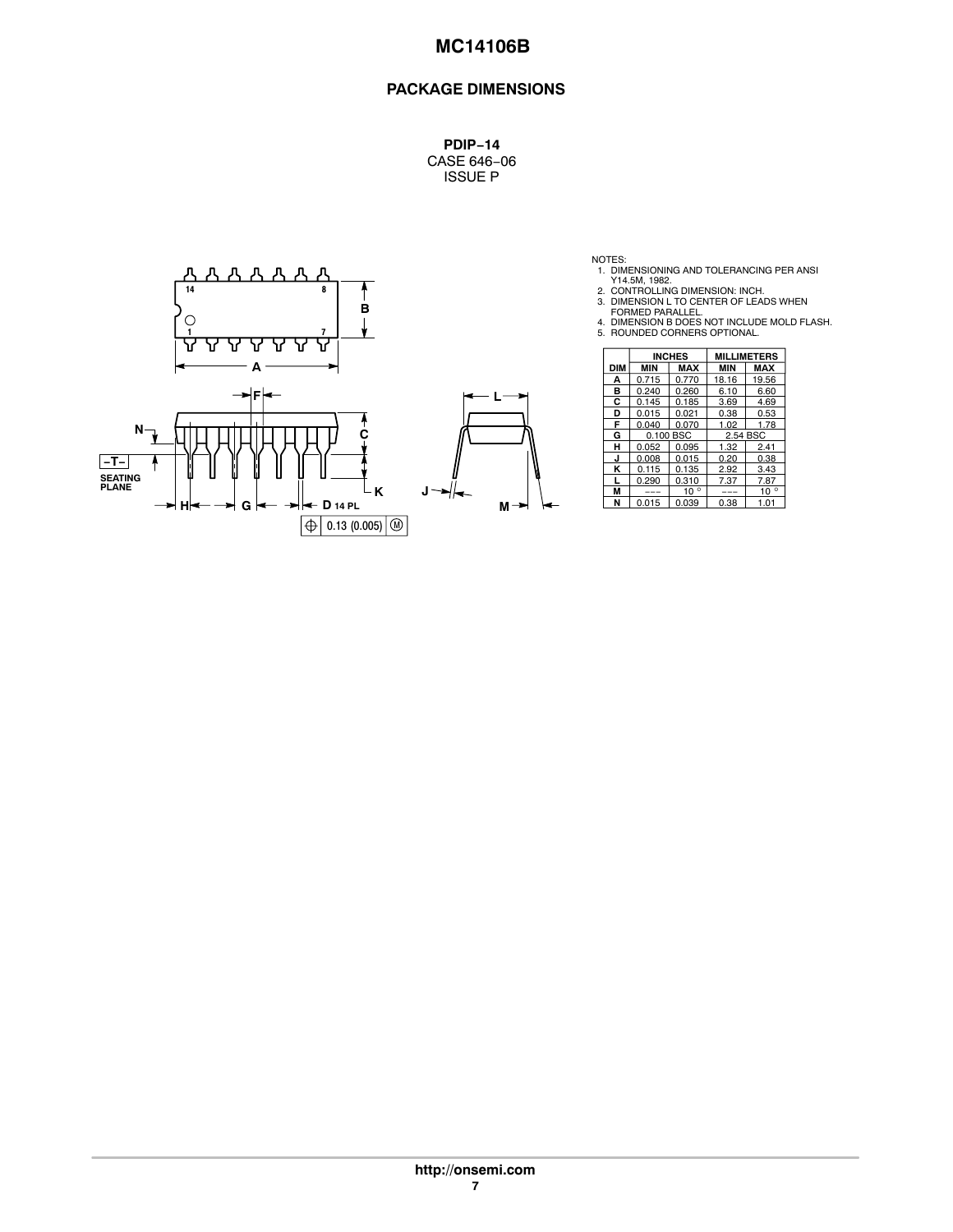## PACKAGE DIMENSIONS

**PDIP−14**
CASE 646−06
ISSUE P

NOTES:
1. DIMENSIONING AND TOLERANCING PER ANSI Y14.5M, 1982.
2. CONTROLLING DIMENSION: INCH.
3. DIMENSION L TO CENTER OF LEADS WHEN FORMED PARALLEL.
4. DIMENSION B DOES NOT INCLUDE MOLD FLASH.
5. ROUNDED CORNERS OPTIONAL.

| DIM | INCHES MIN | INCHES MAX | MILLIMETERS MIN | MILLIMETERS MAX |
|---|---|---|---|---|
| A | 0.715 | 0.770 | 18.16 | 19.56 |
| B | 0.240 | 0.260 | 6.10 | 6.60 |
| C | 0.145 | 0.185 | 3.69 | 4.69 |
| D | 0.015 | 0.021 | 0.38 | 0.53 |
| F | 0.040 | 0.070 | 1.02 | 1.78 |
| G | 0.100 BSC | | 2.54 BSC | |
| H | 0.052 | 0.095 | 1.32 | 2.41 |
| J | 0.008 | 0.015 | 0.20 | 0.38 |
| K | 0.115 | 0.135 | 2.92 | 3.43 |
| L | 0.290 | 0.310 | 7.37 | 7.87 |
| M | −−− | 10° | −−− | 10° |
| N | 0.015 | 0.039 | 0.38 | 1.01 |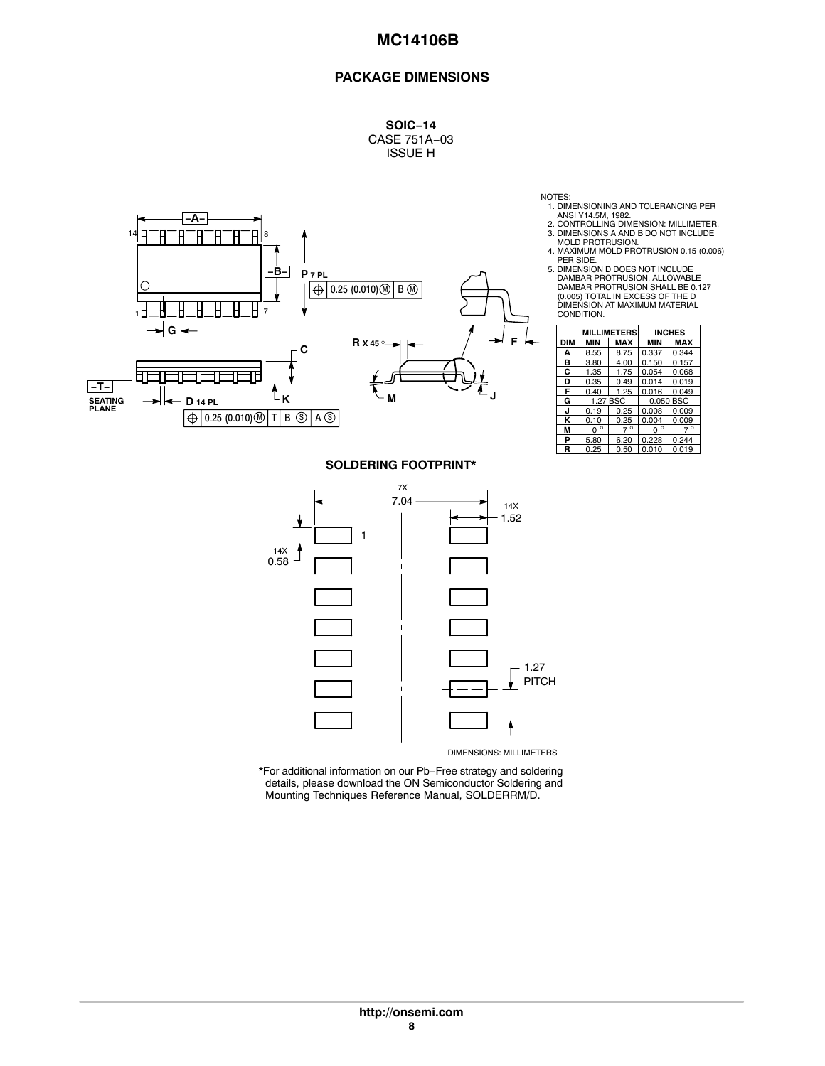## PACKAGE DIMENSIONS

**SOIC−14**
CASE 751A−03
ISSUE H

NOTES:
1. DIMENSIONING AND TOLERANCING PER ANSI Y14.5M, 1982.
2. CONTROLLING DIMENSION: MILLIMETER.
3. DIMENSIONS A AND B DO NOT INCLUDE MOLD PROTRUSION.
4. MAXIMUM MOLD PROTRUSION 0.15 (0.006) PER SIDE.
5. DIMENSION D DOES NOT INCLUDE DAMBAR PROTRUSION. ALLOWABLE DAMBAR PROTRUSION SHALL BE 0.127 (0.005) TOTAL IN EXCESS OF THE D DIMENSION AT MAXIMUM MATERIAL CONDITION.

| DIM | MILLIMETERS MIN | MILLIMETERS MAX | INCHES MIN | INCHES MAX |
|---|---|---|---|---|
| A | 8.55 | 8.75 | 0.337 | 0.344 |
| B | 3.80 | 4.00 | 0.150 | 0.157 |
| C | 1.35 | 1.75 | 0.054 | 0.068 |
| D | 0.35 | 0.49 | 0.014 | 0.019 |
| F | 0.40 | 1.25 | 0.016 | 0.049 |
| G | 1.27 BSC | | 0.050 BSC | |
| J | 0.19 | 0.25 | 0.008 | 0.009 |
| K | 0.10 | 0.25 | 0.004 | 0.009 |
| M | 0 ° | 7 ° | 0 ° | 7 ° |
| P | 5.80 | 6.20 | 0.228 | 0.244 |
| R | 0.25 | 0.50 | 0.010 | 0.019 |

-A- 14 8 1 7 -B- P 7 PL ⊕ 0.25 (0.010) Ⓜ B Ⓜ G C -T- SEATING PLANE D 14 PL ⊕ 0.25 (0.010) Ⓜ T B Ⓢ A Ⓢ K R X 45° M J F

### SOLDERING FOOTPRINT*

7X 7.04, 14X 1.52, 14X 0.58, 1.27 PITCH, 1

DIMENSIONS: MILLIMETERS

*For additional information on our Pb−Free strategy and soldering details, please download the ON Semiconductor Soldering and Mounting Techniques Reference Manual, SOLDERRM/D.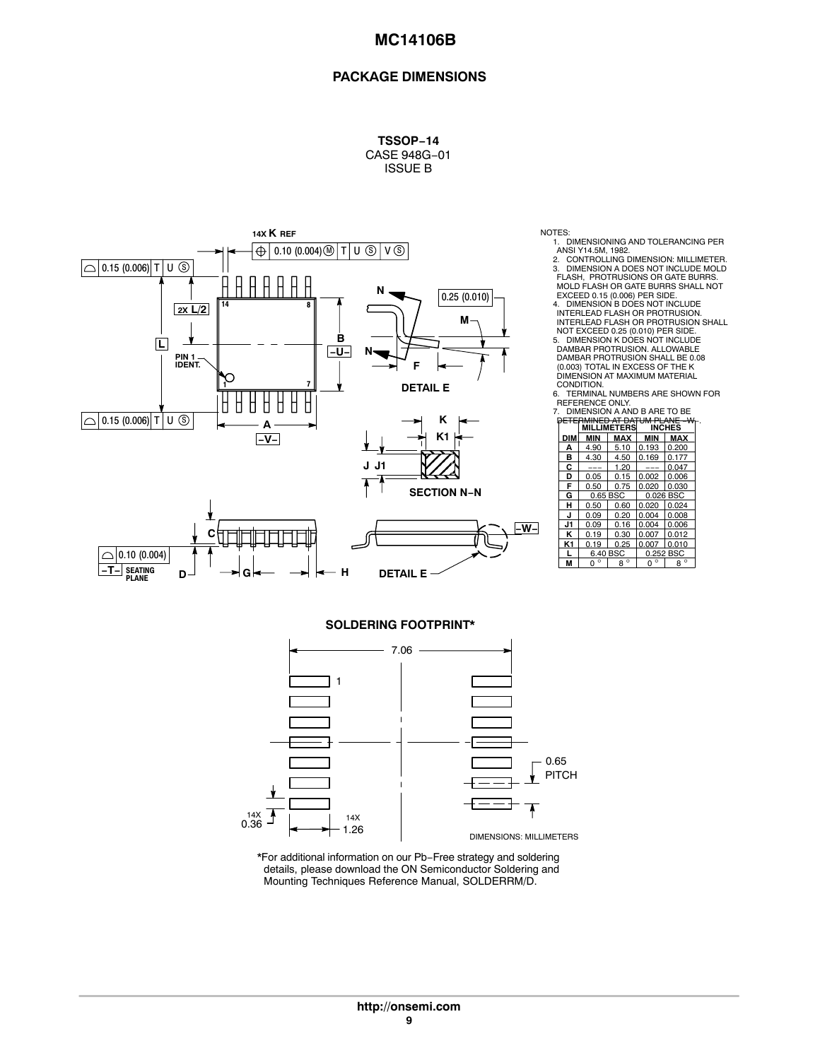## PACKAGE DIMENSIONS

**TSSOP−14**
CASE 948G−01
ISSUE B

NOTES:
1. DIMENSIONING AND TOLERANCING PER ANSI Y14.5M, 1982.
2. CONTROLLING DIMENSION: MILLIMETER.
3. DIMENSION A DOES NOT INCLUDE MOLD FLASH, PROTRUSIONS OR GATE BURRS. MOLD FLASH OR GATE BURRS SHALL NOT EXCEED 0.15 (0.006) PER SIDE.
4. DIMENSION B DOES NOT INCLUDE INTERLEAD FLASH OR PROTRUSION. INTERLEAD FLASH OR PROTRUSION SHALL NOT EXCEED 0.25 (0.010) PER SIDE.
5. DIMENSION K DOES NOT INCLUDE DAMBAR PROTRUSION. ALLOWABLE DAMBAR PROTRUSION SHALL BE 0.08 (0.003) TOTAL IN EXCESS OF THE K DIMENSION AT MAXIMUM MATERIAL CONDITION.
6. TERMINAL NUMBERS ARE SHOWN FOR REFERENCE ONLY.
7. DIMENSION A AND B ARE TO BE DETERMINED AT DATUM PLANE −W−.

| DIM | MILLIMETERS MIN | MILLIMETERS MAX | INCHES MIN | INCHES MAX |
|---|---|---|---|---|
| A | 4.90 | 5.10 | 0.193 | 0.200 |
| B | 4.30 | 4.50 | 0.169 | 0.177 |
| C | --- | 1.20 | --- | 0.047 |
| D | 0.05 | 0.15 | 0.002 | 0.006 |
| F | 0.50 | 0.75 | 0.020 | 0.030 |
| G | 0.65 BSC | | 0.026 BSC | |
| H | 0.50 | 0.60 | 0.020 | 0.024 |
| J | 0.09 | 0.20 | 0.004 | 0.008 |
| J1 | 0.09 | 0.16 | 0.004 | 0.006 |
| K | 0.19 | 0.30 | 0.007 | 0.012 |
| K1 | 0.19 | 0.25 | 0.007 | 0.010 |
| L | 6.40 BSC | | 0.252 BSC | |
| M | 0° | 8° | 0° | 8° |

**SOLDERING FOOTPRINT***

7.06

0.65 PITCH

14X 0.36

14X 1.26

DIMENSIONS: MILLIMETERS

*For additional information on our Pb−Free strategy and soldering details, please download the ON Semiconductor Soldering and Mounting Techniques Reference Manual, SOLDERRM/D.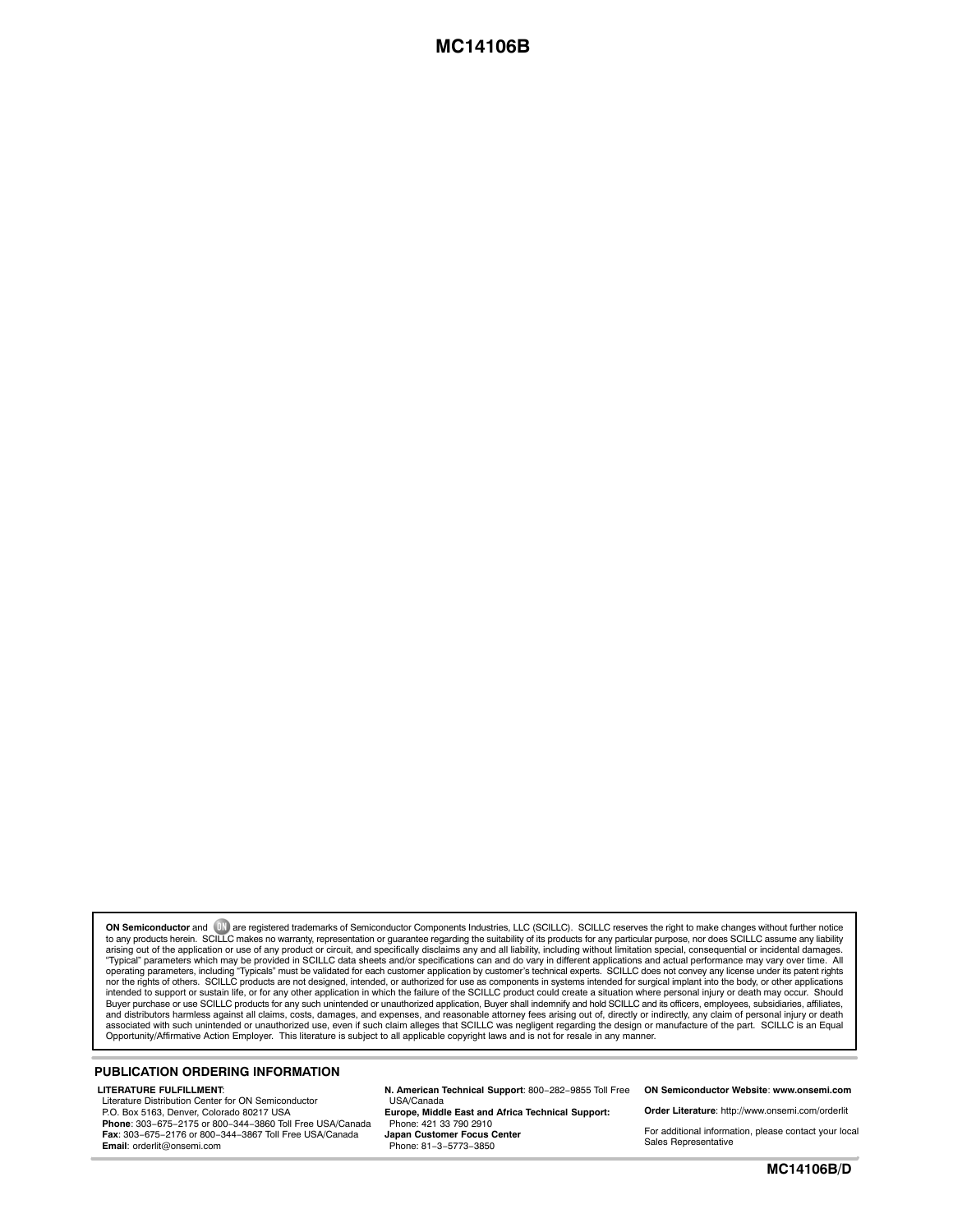**ON Semiconductor** and ON are registered trademarks of Semiconductor Components Industries, LLC (SCILLC). SCILLC reserves the right to make changes without further notice to any products herein. SCILLC makes no warranty, representation or guarantee regarding the suitability of its products for any particular purpose, nor does SCILLC assume any liability arising out of the application or use of any product or circuit, and specifically disclaims any and all liability, including without limitation special, consequential or incidental damages. "Typical" parameters which may be provided in SCILLC data sheets and/or specifications can and do vary in different applications and actual performance may vary over time. All operating parameters, including "Typicals" must be validated for each customer application by customer's technical experts. SCILLC does not convey any license under its patent rights nor the rights of others. SCILLC products are not designed, intended, or authorized for use as components in systems intended for surgical implant into the body, or other applications intended to support or sustain life, or for any other application in which the failure of the SCILLC product could create a situation where personal injury or death may occur. Should Buyer purchase or use SCILLC products for any such unintended or unauthorized application, Buyer shall indemnify and hold SCILLC and its officers, employees, subsidiaries, affiliates, and distributors harmless against all claims, costs, damages, and expenses, and reasonable attorney fees arising out of, directly or indirectly, any claim of personal injury or death associated with such unintended or unauthorized use, even if such claim alleges that SCILLC was negligent regarding the design or manufacture of the part. SCILLC is an Equal Opportunity/Affirmative Action Employer. This literature is subject to all applicable copyright laws and is not for resale in any manner.

## PUBLICATION ORDERING INFORMATION

**LITERATURE FULFILLMENT**:
Literature Distribution Center for ON Semiconductor
P.O. Box 5163, Denver, Colorado 80217 USA
**Phone**: 303−675−2175 or 800−344−3860 Toll Free USA/Canada
**Fax**: 303−675−2176 or 800−344−3867 Toll Free USA/Canada
**Email**: orderlit@onsemi.com

**N. American Technical Support**: 800−282−9855 Toll Free USA/Canada
**Europe, Middle East and Africa Technical Support:**
Phone: 421 33 790 2910
**Japan Customer Focus Center**
Phone: 81−3−5773−3850

**ON Semiconductor Website**: **www.onsemi.com**

**Order Literature**: http://www.onsemi.com/orderlit

For additional information, please contact your local Sales Representative

**MC14106B/D**